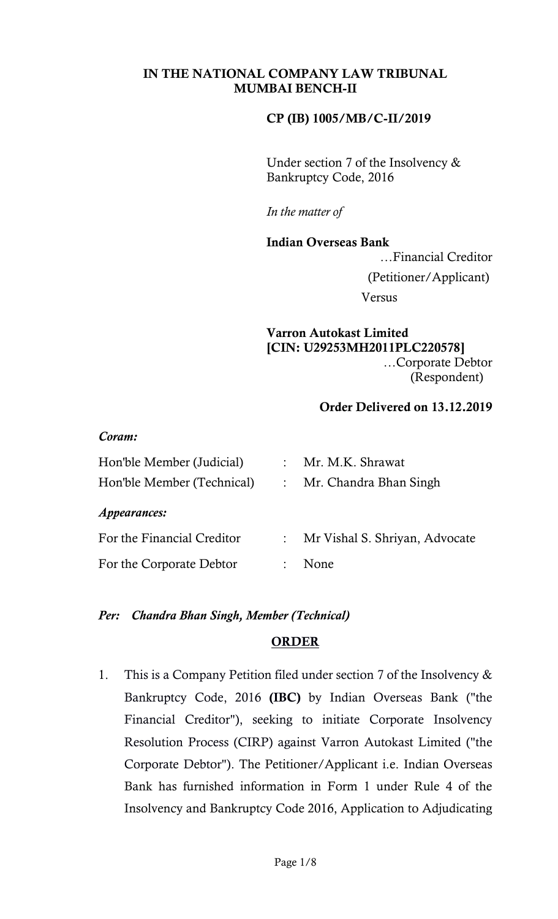# IN THE NATIONAL COMPANY LAW TRIBUNAL
# MUMBAI BENCH-II

**CP (IB) 1005/MB/C-II/2019**

Under section 7 of the Insolvency & Bankruptcy Code, 2016

*In the matter of*

**Indian Overseas Bank**

…Financial Creditor

(Petitioner/Applicant)

Versus

**Varron Autokast Limited**
**[CIN: U29253MH2011PLC220578]**

…Corporate Debtor

(Respondent)

**Order Delivered on 13.12.2019**

***Coram:***

| | | |
|---|---|---|
| Hon'ble Member (Judicial) | : | Mr. M.K. Shrawat |
| Hon'ble Member (Technical) | : | Mr. Chandra Bhan Singh |

***Appearances:***

| | | |
|---|---|---|
| For the Financial Creditor | : | Mr Vishal S. Shriyan, Advocate |
| For the Corporate Debtor | : | None |

***Per: Chandra Bhan Singh, Member (Technical)***

## ORDER

1. This is a Company Petition filed under section 7 of the Insolvency & Bankruptcy Code, 2016 **(IBC)** by Indian Overseas Bank ("the Financial Creditor"), seeking to initiate Corporate Insolvency Resolution Process (CIRP) against Varron Autokast Limited ("the Corporate Debtor"). The Petitioner/Applicant i.e. Indian Overseas Bank has furnished information in Form 1 under Rule 4 of the Insolvency and Bankruptcy Code 2016, Application to Adjudicating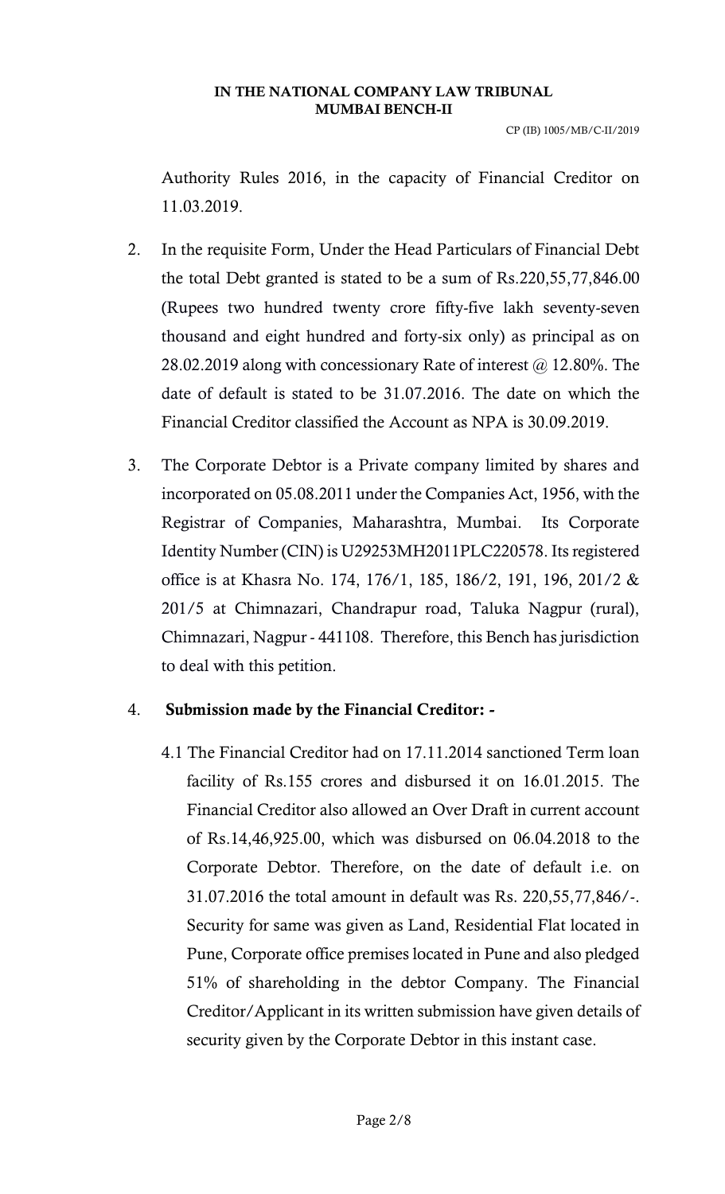Authority Rules 2016, in the capacity of Financial Creditor on 11.03.2019.

2. In the requisite Form, Under the Head Particulars of Financial Debt the total Debt granted is stated to be a sum of Rs.220,55,77,846.00 (Rupees two hundred twenty crore fifty-five lakh seventy-seven thousand and eight hundred and forty-six only) as principal as on 28.02.2019 along with concessionary Rate of interest @ 12.80%. The date of default is stated to be 31.07.2016. The date on which the Financial Creditor classified the Account as NPA is 30.09.2019.

3. The Corporate Debtor is a Private company limited by shares and incorporated on 05.08.2011 under the Companies Act, 1956, with the Registrar of Companies, Maharashtra, Mumbai. Its Corporate Identity Number (CIN) is U29253MH2011PLC220578. Its registered office is at Khasra No. 174, 176/1, 185, 186/2, 191, 196, 201/2 & 201/5 at Chimnazari, Chandrapur road, Taluka Nagpur (rural), Chimnazari, Nagpur - 441108. Therefore, this Bench has jurisdiction to deal with this petition.

4. **Submission made by the Financial Creditor: -**

   4.1 The Financial Creditor had on 17.11.2014 sanctioned Term loan facility of Rs.155 crores and disbursed it on 16.01.2015. The Financial Creditor also allowed an Over Draft in current account of Rs.14,46,925.00, which was disbursed on 06.04.2018 to the Corporate Debtor. Therefore, on the date of default i.e. on 31.07.2016 the total amount in default was Rs. 220,55,77,846/-. Security for same was given as Land, Residential Flat located in Pune, Corporate office premises located in Pune and also pledged 51% of shareholding in the debtor Company. The Financial Creditor/Applicant in its written submission have given details of security given by the Corporate Debtor in this instant case.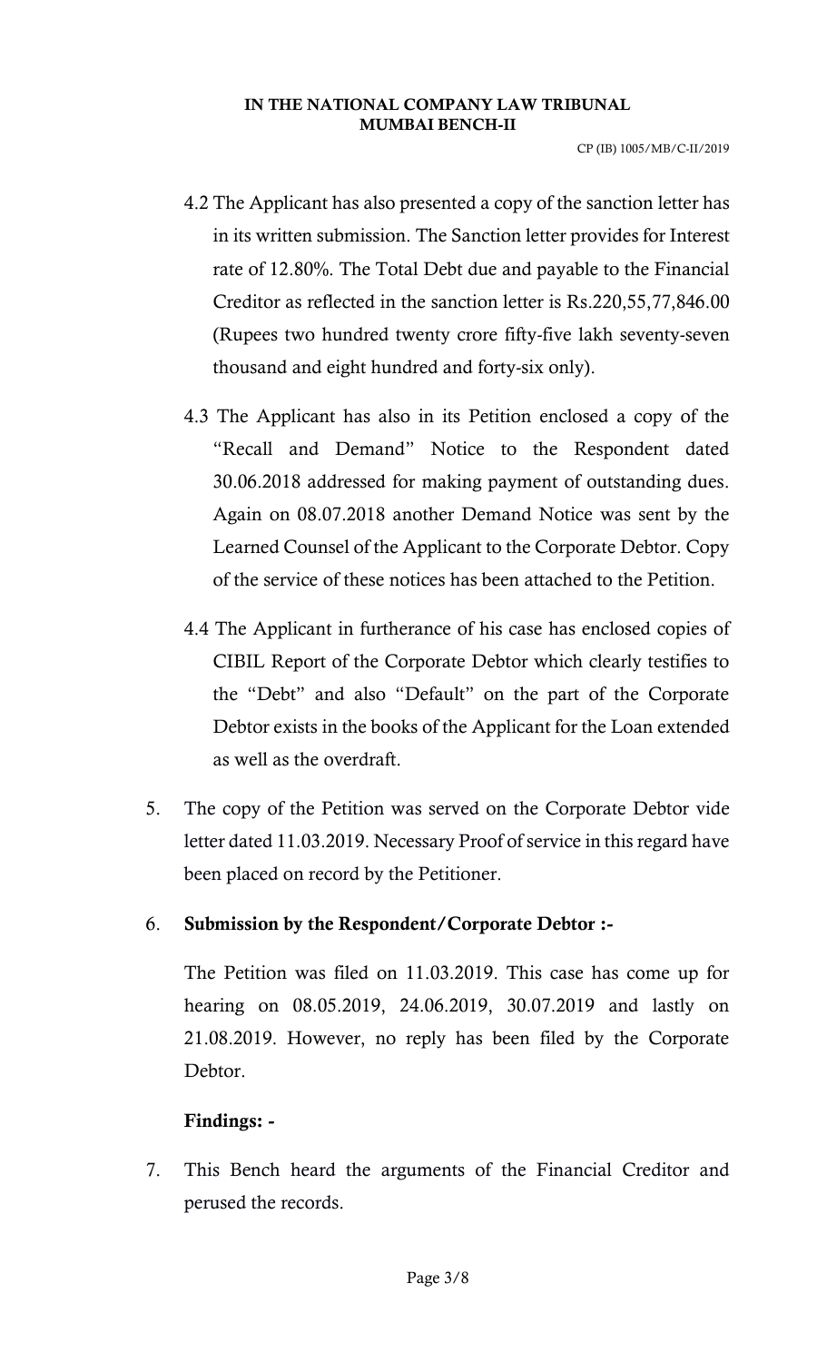4.2 The Applicant has also presented a copy of the sanction letter has in its written submission. The Sanction letter provides for Interest rate of 12.80%. The Total Debt due and payable to the Financial Creditor as reflected in the sanction letter is Rs.220,55,77,846.00 (Rupees two hundred twenty crore fifty-five lakh seventy-seven thousand and eight hundred and forty-six only).

4.3 The Applicant has also in its Petition enclosed a copy of the "Recall and Demand" Notice to the Respondent dated 30.06.2018 addressed for making payment of outstanding dues. Again on 08.07.2018 another Demand Notice was sent by the Learned Counsel of the Applicant to the Corporate Debtor. Copy of the service of these notices has been attached to the Petition.

4.4 The Applicant in furtherance of his case has enclosed copies of CIBIL Report of the Corporate Debtor which clearly testifies to the "Debt" and also "Default" on the part of the Corporate Debtor exists in the books of the Applicant for the Loan extended as well as the overdraft.

5. The copy of the Petition was served on the Corporate Debtor vide letter dated 11.03.2019. Necessary Proof of service in this regard have been placed on record by the Petitioner.

6. **Submission by the Respondent/Corporate Debtor :-**

   The Petition was filed on 11.03.2019. This case has come up for hearing on 08.05.2019, 24.06.2019, 30.07.2019 and lastly on 21.08.2019. However, no reply has been filed by the Corporate Debtor.

   **Findings: -**

7. This Bench heard the arguments of the Financial Creditor and perused the records.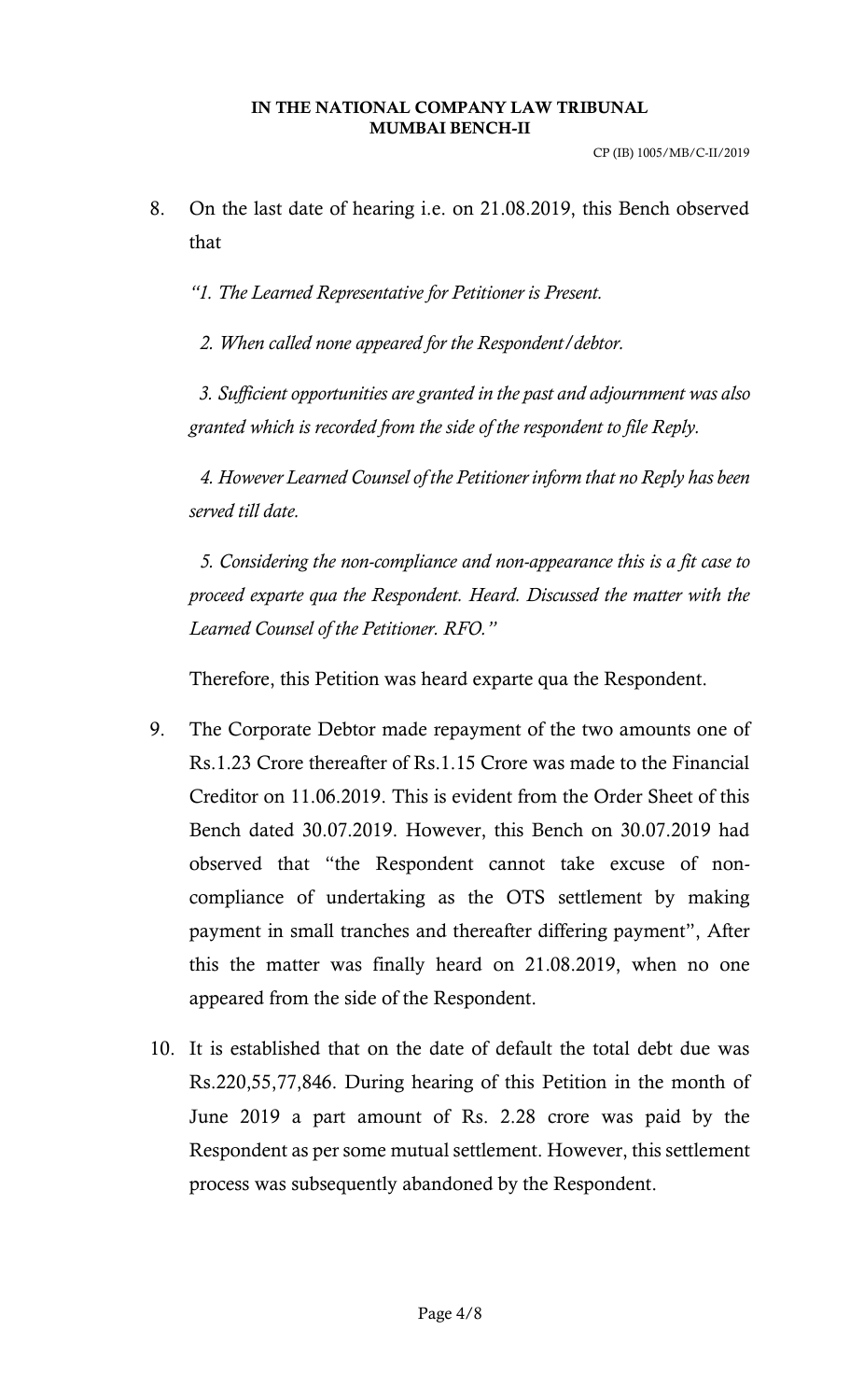8. On the last date of hearing i.e. on 21.08.2019, this Bench observed that

   *"1. The Learned Representative for Petitioner is Present.*

   *2. When called none appeared for the Respondent/debtor.*

   *3. Sufficient opportunities are granted in the past and adjournment was also granted which is recorded from the side of the respondent to file Reply.*

   *4. However Learned Counsel of the Petitioner inform that no Reply has been served till date.*

   *5. Considering the non-compliance and non-appearance this is a fit case to proceed exparte qua the Respondent. Heard. Discussed the matter with the Learned Counsel of the Petitioner. RFO."*

   Therefore, this Petition was heard exparte qua the Respondent.

9. The Corporate Debtor made repayment of the two amounts one of Rs.1.23 Crore thereafter of Rs.1.15 Crore was made to the Financial Creditor on 11.06.2019. This is evident from the Order Sheet of this Bench dated 30.07.2019. However, this Bench on 30.07.2019 had observed that "the Respondent cannot take excuse of non-compliance of undertaking as the OTS settlement by making payment in small tranches and thereafter differing payment", After this the matter was finally heard on 21.08.2019, when no one appeared from the side of the Respondent.

10. It is established that on the date of default the total debt due was Rs.220,55,77,846. During hearing of this Petition in the month of June 2019 a part amount of Rs. 2.28 crore was paid by the Respondent as per some mutual settlement. However, this settlement process was subsequently abandoned by the Respondent.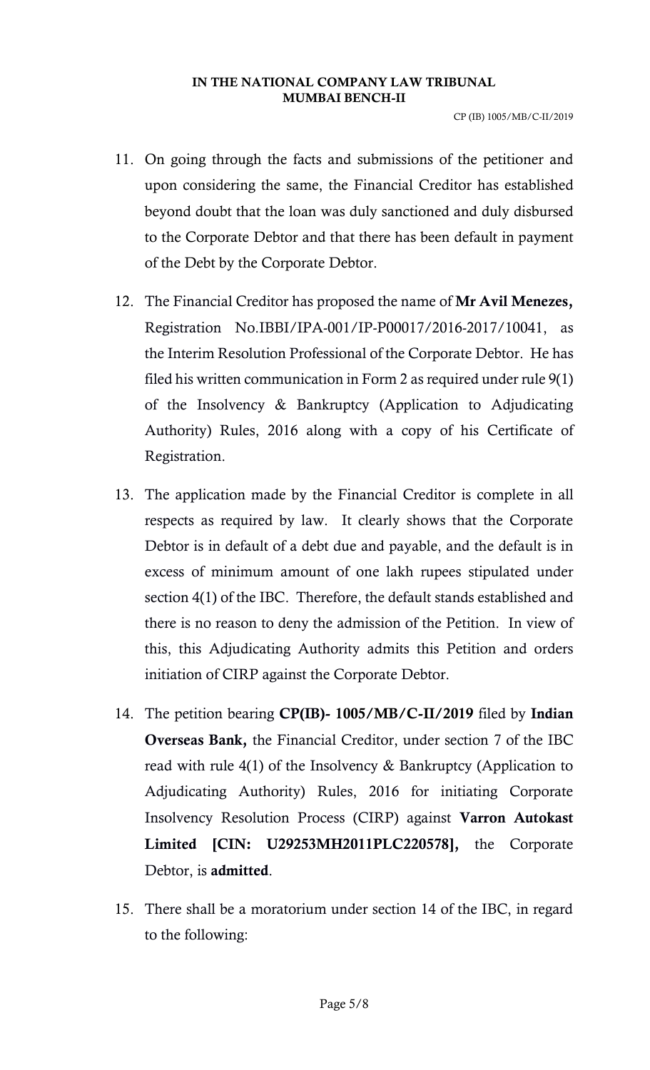11. On going through the facts and submissions of the petitioner and upon considering the same, the Financial Creditor has established beyond doubt that the loan was duly sanctioned and duly disbursed to the Corporate Debtor and that there has been default in payment of the Debt by the Corporate Debtor.

12. The Financial Creditor has proposed the name of **Mr Avil Menezes,** Registration No.IBBI/IPA-001/IP-P00017/2016-2017/10041, as the Interim Resolution Professional of the Corporate Debtor. He has filed his written communication in Form 2 as required under rule 9(1) of the Insolvency & Bankruptcy (Application to Adjudicating Authority) Rules, 2016 along with a copy of his Certificate of Registration.

13. The application made by the Financial Creditor is complete in all respects as required by law. It clearly shows that the Corporate Debtor is in default of a debt due and payable, and the default is in excess of minimum amount of one lakh rupees stipulated under section 4(1) of the IBC. Therefore, the default stands established and there is no reason to deny the admission of the Petition. In view of this, this Adjudicating Authority admits this Petition and orders initiation of CIRP against the Corporate Debtor.

14. The petition bearing **CP(IB)- 1005/MB/C-II/2019** filed by **Indian Overseas Bank,** the Financial Creditor, under section 7 of the IBC read with rule 4(1) of the Insolvency & Bankruptcy (Application to Adjudicating Authority) Rules, 2016 for initiating Corporate Insolvency Resolution Process (CIRP) against **Varron Autokast Limited [CIN: U29253MH2011PLC220578],** the Corporate Debtor, is **admitted**.

15. There shall be a moratorium under section 14 of the IBC, in regard to the following: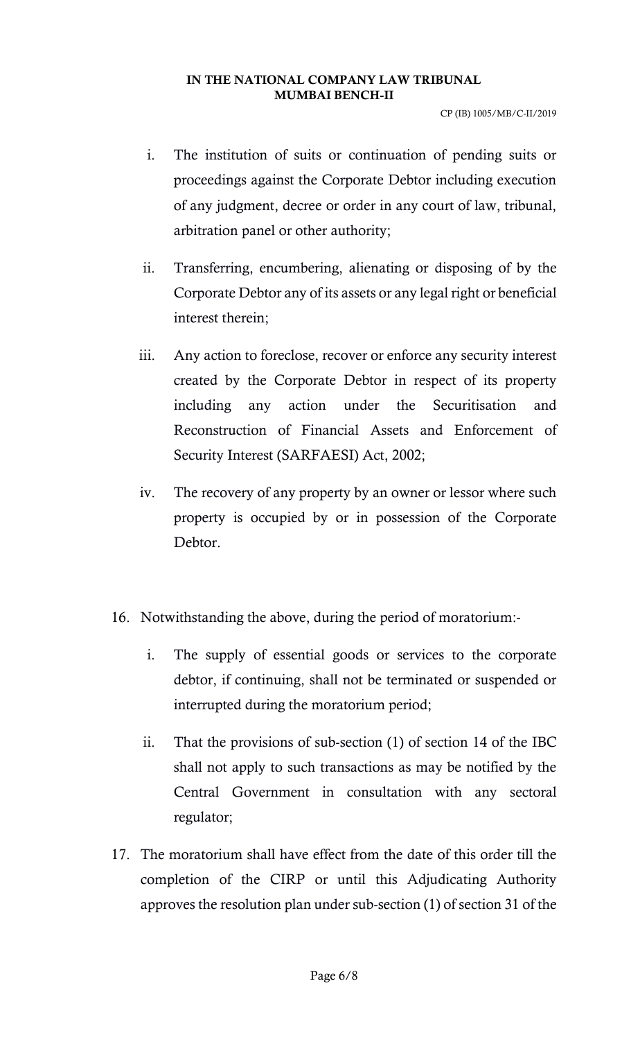i. The institution of suits or continuation of pending suits or proceedings against the Corporate Debtor including execution of any judgment, decree or order in any court of law, tribunal, arbitration panel or other authority;

ii. Transferring, encumbering, alienating or disposing of by the Corporate Debtor any of its assets or any legal right or beneficial interest therein;

iii. Any action to foreclose, recover or enforce any security interest created by the Corporate Debtor in respect of its property including any action under the Securitisation and Reconstruction of Financial Assets and Enforcement of Security Interest (SARFAESI) Act, 2002;

iv. The recovery of any property by an owner or lessor where such property is occupied by or in possession of the Corporate Debtor.

16. Notwithstanding the above, during the period of moratorium:-

    i. The supply of essential goods or services to the corporate debtor, if continuing, shall not be terminated or suspended or interrupted during the moratorium period;

    ii. That the provisions of sub-section (1) of section 14 of the IBC shall not apply to such transactions as may be notified by the Central Government in consultation with any sectoral regulator;

17. The moratorium shall have effect from the date of this order till the completion of the CIRP or until this Adjudicating Authority approves the resolution plan under sub-section (1) of section 31 of the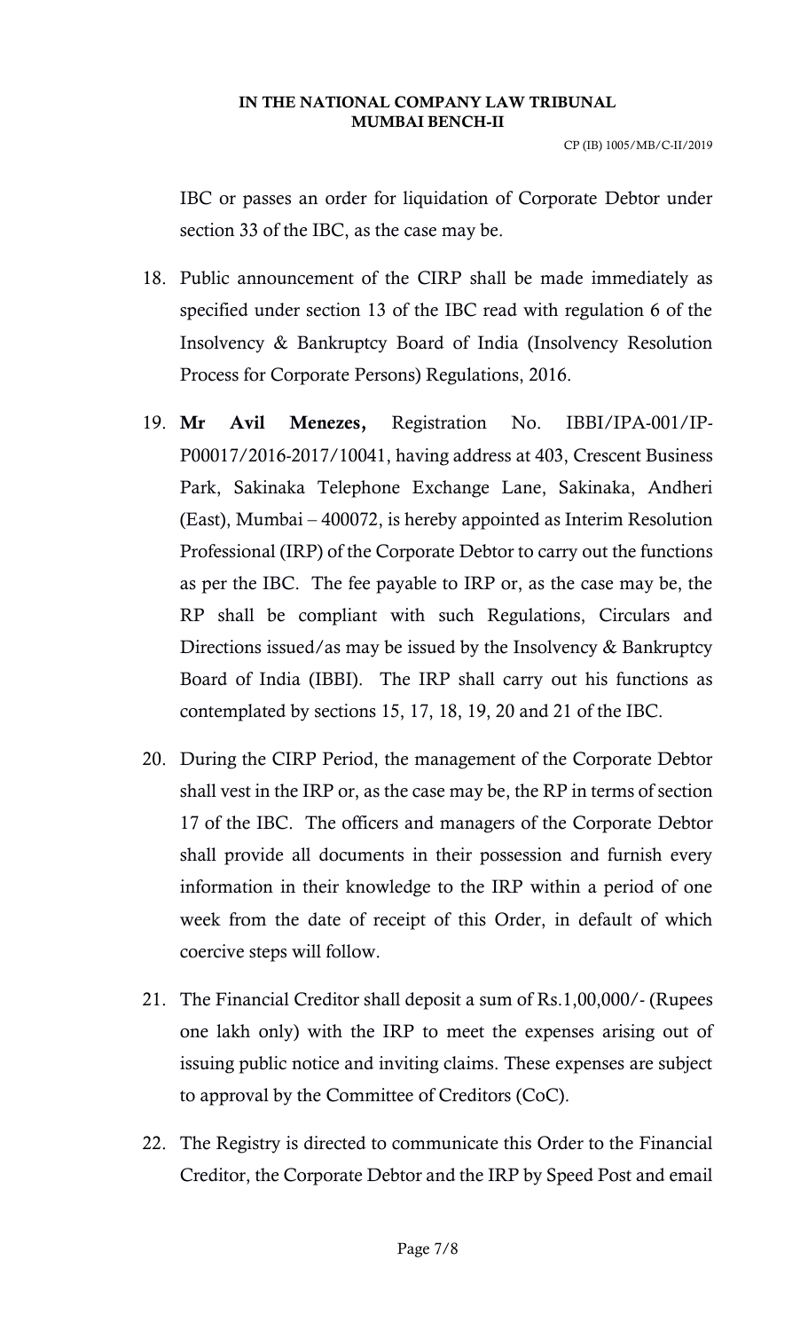IBC or passes an order for liquidation of Corporate Debtor under section 33 of the IBC, as the case may be.

18. Public announcement of the CIRP shall be made immediately as specified under section 13 of the IBC read with regulation 6 of the Insolvency & Bankruptcy Board of India (Insolvency Resolution Process for Corporate Persons) Regulations, 2016.

19. **Mr Avil Menezes,** Registration No. IBBI/IPA-001/IP-P00017/2016-2017/10041, having address at 403, Crescent Business Park, Sakinaka Telephone Exchange Lane, Sakinaka, Andheri (East), Mumbai – 400072, is hereby appointed as Interim Resolution Professional (IRP) of the Corporate Debtor to carry out the functions as per the IBC. The fee payable to IRP or, as the case may be, the RP shall be compliant with such Regulations, Circulars and Directions issued/as may be issued by the Insolvency & Bankruptcy Board of India (IBBI). The IRP shall carry out his functions as contemplated by sections 15, 17, 18, 19, 20 and 21 of the IBC.

20. During the CIRP Period, the management of the Corporate Debtor shall vest in the IRP or, as the case may be, the RP in terms of section 17 of the IBC. The officers and managers of the Corporate Debtor shall provide all documents in their possession and furnish every information in their knowledge to the IRP within a period of one week from the date of receipt of this Order, in default of which coercive steps will follow.

21. The Financial Creditor shall deposit a sum of Rs.1,00,000/- (Rupees one lakh only) with the IRP to meet the expenses arising out of issuing public notice and inviting claims. These expenses are subject to approval by the Committee of Creditors (CoC).

22. The Registry is directed to communicate this Order to the Financial Creditor, the Corporate Debtor and the IRP by Speed Post and email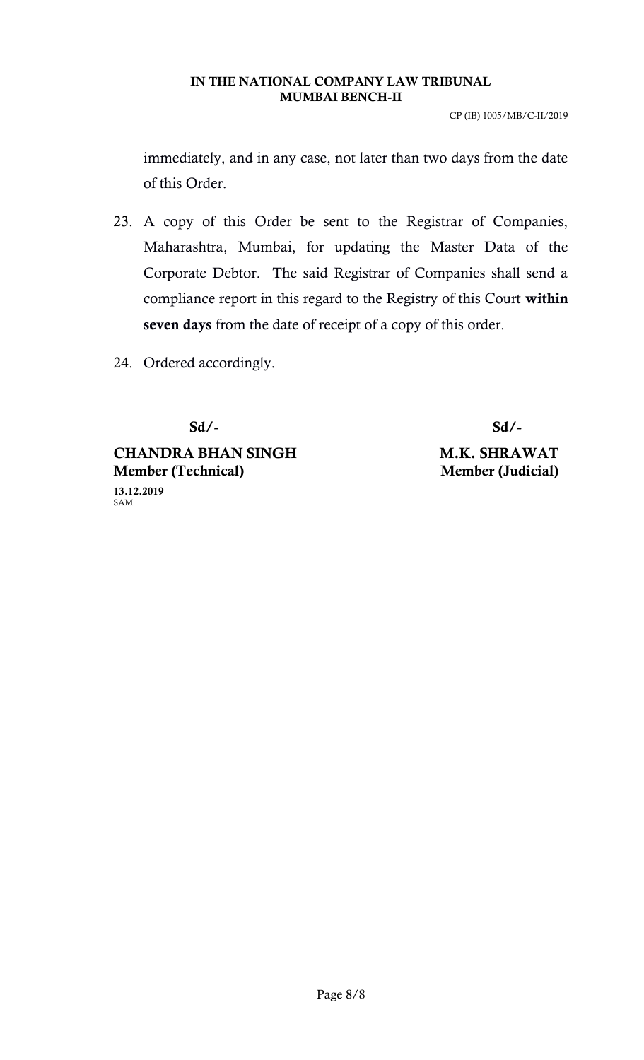immediately, and in any case, not later than two days from the date of this Order.

23. A copy of this Order be sent to the Registrar of Companies, Maharashtra, Mumbai, for updating the Master Data of the Corporate Debtor. The said Registrar of Companies shall send a compliance report in this regard to the Registry of this Court **within seven days** from the date of receipt of a copy of this order.

24. Ordered accordingly.

**Sd/-**

**CHANDRA BHAN SINGH**
**Member (Technical)**

**Sd/-**

**M.K. SHRAWAT**
**Member (Judicial)**

**13.12.2019**
SAM